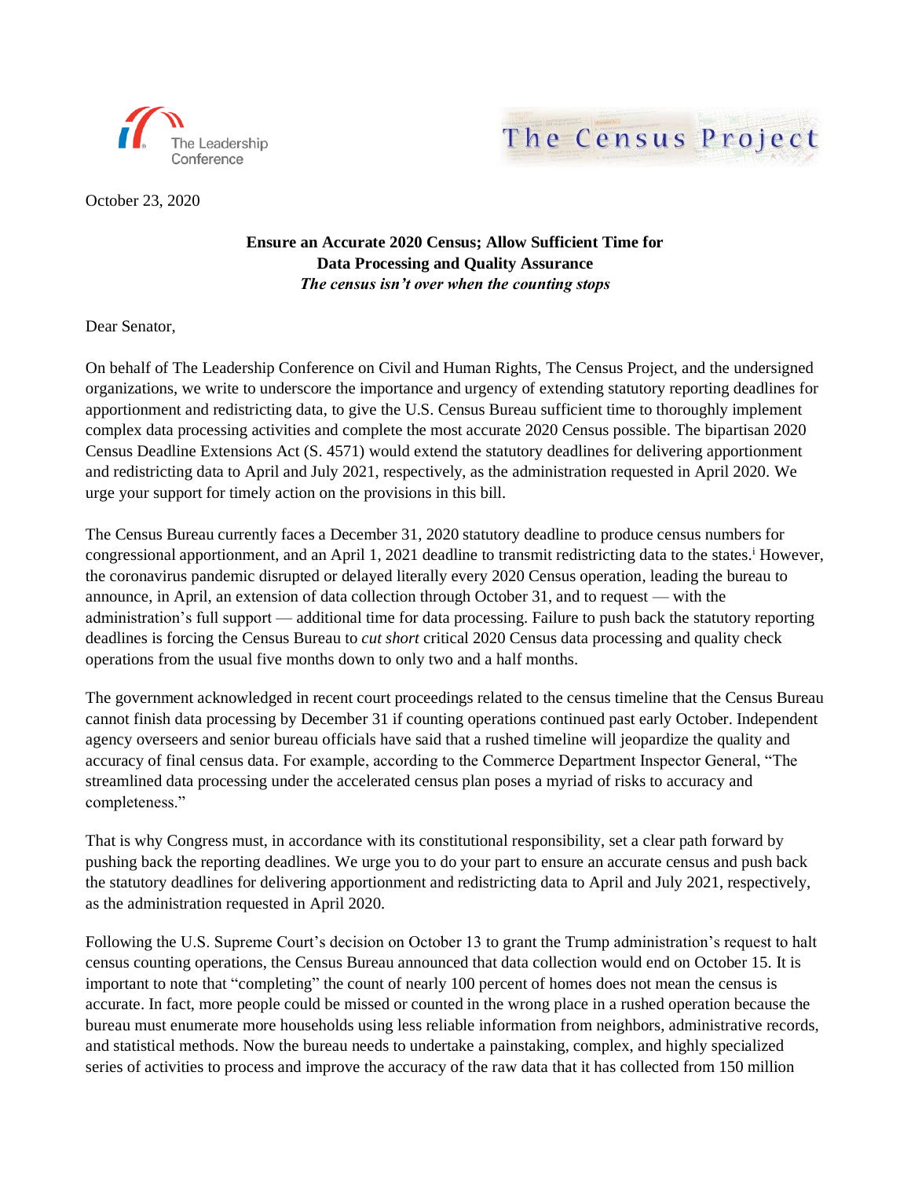The Leadership Conference

The Census Project

October 23, 2020

**Ensure an Accurate 2020 Census; Allow Sufficient Time for Data Processing and Quality Assurance**
***The census isn't over when the counting stops***

Dear Senator,

On behalf of The Leadership Conference on Civil and Human Rights, The Census Project, and the undersigned organizations, we write to underscore the importance and urgency of extending statutory reporting deadlines for apportionment and redistricting data, to give the U.S. Census Bureau sufficient time to thoroughly implement complex data processing activities and complete the most accurate 2020 Census possible. The bipartisan 2020 Census Deadline Extensions Act (S. 4571) would extend the statutory deadlines for delivering apportionment and redistricting data to April and July 2021, respectively, as the administration requested in April 2020. We urge your support for timely action on the provisions in this bill.

The Census Bureau currently faces a December 31, 2020 statutory deadline to produce census numbers for congressional apportionment, and an April 1, 2021 deadline to transmit redistricting data to the states.[i] However, the coronavirus pandemic disrupted or delayed literally every 2020 Census operation, leading the bureau to announce, in April, an extension of data collection through October 31, and to request — with the administration's full support — additional time for data processing. Failure to push back the statutory reporting deadlines is forcing the Census Bureau to *cut short* critical 2020 Census data processing and quality check operations from the usual five months down to only two and a half months.

The government acknowledged in recent court proceedings related to the census timeline that the Census Bureau cannot finish data processing by December 31 if counting operations continued past early October. Independent agency overseers and senior bureau officials have said that a rushed timeline will jeopardize the quality and accuracy of final census data. For example, according to the Commerce Department Inspector General, "The streamlined data processing under the accelerated census plan poses a myriad of risks to accuracy and completeness."

That is why Congress must, in accordance with its constitutional responsibility, set a clear path forward by pushing back the reporting deadlines. We urge you to do your part to ensure an accurate census and push back the statutory deadlines for delivering apportionment and redistricting data to April and July 2021, respectively, as the administration requested in April 2020.

Following the U.S. Supreme Court's decision on October 13 to grant the Trump administration's request to halt census counting operations, the Census Bureau announced that data collection would end on October 15. It is important to note that "completing" the count of nearly 100 percent of homes does not mean the census is accurate. In fact, more people could be missed or counted in the wrong place in a rushed operation because the bureau must enumerate more households using less reliable information from neighbors, administrative records, and statistical methods. Now the bureau needs to undertake a painstaking, complex, and highly specialized series of activities to process and improve the accuracy of the raw data that it has collected from 150 million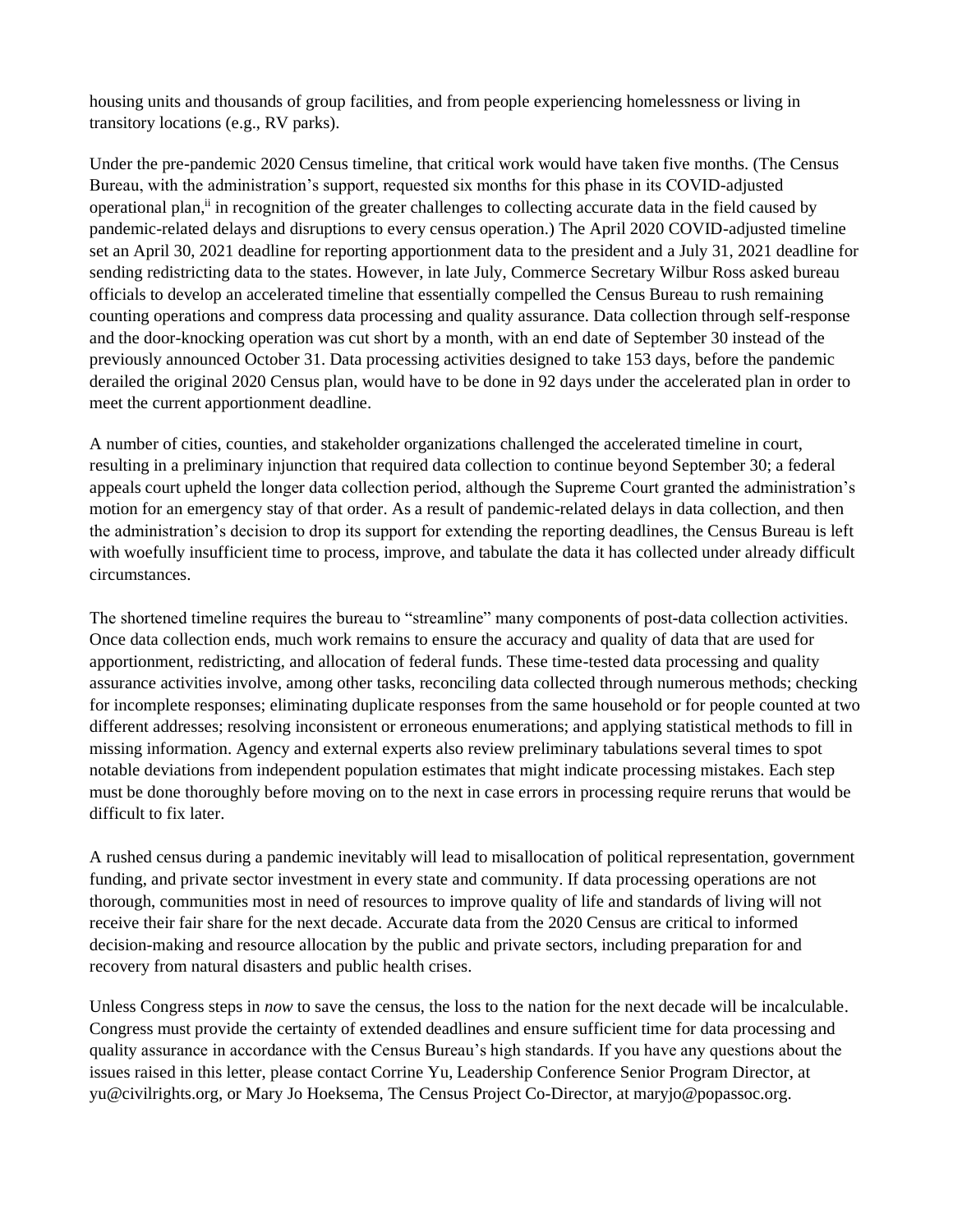housing units and thousands of group facilities, and from people experiencing homelessness or living in transitory locations (e.g., RV parks).

Under the pre-pandemic 2020 Census timeline, that critical work would have taken five months. (The Census Bureau, with the administration's support, requested six months for this phase in its COVID-adjusted operational plan,[ii] in recognition of the greater challenges to collecting accurate data in the field caused by pandemic-related delays and disruptions to every census operation.) The April 2020 COVID-adjusted timeline set an April 30, 2021 deadline for reporting apportionment data to the president and a July 31, 2021 deadline for sending redistricting data to the states. However, in late July, Commerce Secretary Wilbur Ross asked bureau officials to develop an accelerated timeline that essentially compelled the Census Bureau to rush remaining counting operations and compress data processing and quality assurance. Data collection through self-response and the door-knocking operation was cut short by a month, with an end date of September 30 instead of the previously announced October 31. Data processing activities designed to take 153 days, before the pandemic derailed the original 2020 Census plan, would have to be done in 92 days under the accelerated plan in order to meet the current apportionment deadline.

A number of cities, counties, and stakeholder organizations challenged the accelerated timeline in court, resulting in a preliminary injunction that required data collection to continue beyond September 30; a federal appeals court upheld the longer data collection period, although the Supreme Court granted the administration's motion for an emergency stay of that order. As a result of pandemic-related delays in data collection, and then the administration's decision to drop its support for extending the reporting deadlines, the Census Bureau is left with woefully insufficient time to process, improve, and tabulate the data it has collected under already difficult circumstances.

The shortened timeline requires the bureau to "streamline" many components of post-data collection activities. Once data collection ends, much work remains to ensure the accuracy and quality of data that are used for apportionment, redistricting, and allocation of federal funds. These time-tested data processing and quality assurance activities involve, among other tasks, reconciling data collected through numerous methods; checking for incomplete responses; eliminating duplicate responses from the same household or for people counted at two different addresses; resolving inconsistent or erroneous enumerations; and applying statistical methods to fill in missing information. Agency and external experts also review preliminary tabulations several times to spot notable deviations from independent population estimates that might indicate processing mistakes. Each step must be done thoroughly before moving on to the next in case errors in processing require reruns that would be difficult to fix later.

A rushed census during a pandemic inevitably will lead to misallocation of political representation, government funding, and private sector investment in every state and community. If data processing operations are not thorough, communities most in need of resources to improve quality of life and standards of living will not receive their fair share for the next decade. Accurate data from the 2020 Census are critical to informed decision-making and resource allocation by the public and private sectors, including preparation for and recovery from natural disasters and public health crises.

Unless Congress steps in *now* to save the census, the loss to the nation for the next decade will be incalculable. Congress must provide the certainty of extended deadlines and ensure sufficient time for data processing and quality assurance in accordance with the Census Bureau's high standards. If you have any questions about the issues raised in this letter, please contact Corrine Yu, Leadership Conference Senior Program Director, at yu@civilrights.org, or Mary Jo Hoeksema, The Census Project Co-Director, at maryjo@popassoc.org.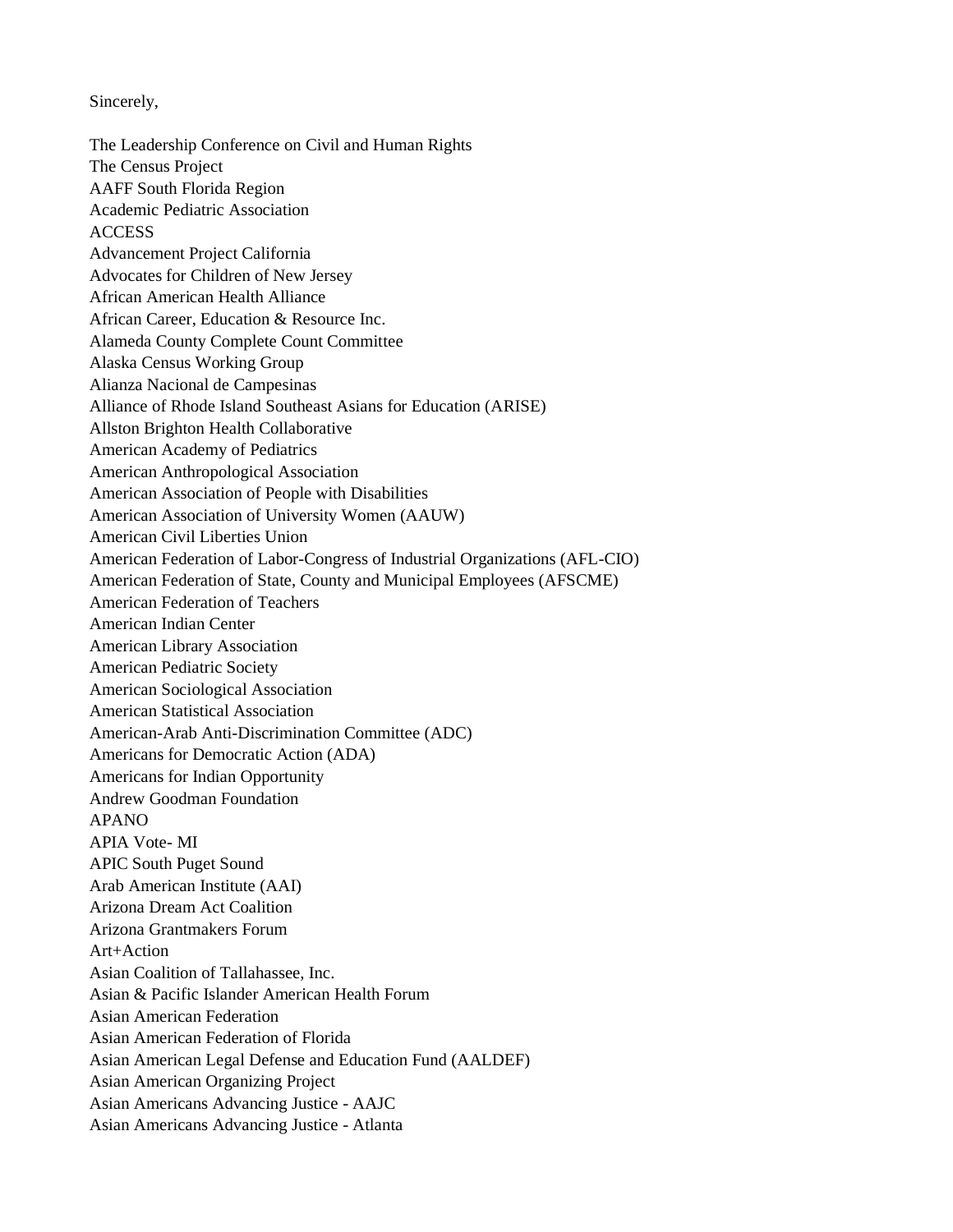Sincerely,

The Leadership Conference on Civil and Human Rights
The Census Project
AAFF South Florida Region
Academic Pediatric Association
ACCESS
Advancement Project California
Advocates for Children of New Jersey
African American Health Alliance
African Career, Education & Resource Inc.
Alameda County Complete Count Committee
Alaska Census Working Group
Alianza Nacional de Campesinas
Alliance of Rhode Island Southeast Asians for Education (ARISE)
Allston Brighton Health Collaborative
American Academy of Pediatrics
American Anthropological Association
American Association of People with Disabilities
American Association of University Women (AAUW)
American Civil Liberties Union
American Federation of Labor-Congress of Industrial Organizations (AFL-CIO)
American Federation of State, County and Municipal Employees (AFSCME)
American Federation of Teachers
American Indian Center
American Library Association
American Pediatric Society
American Sociological Association
American Statistical Association
American-Arab Anti-Discrimination Committee (ADC)
Americans for Democratic Action (ADA)
Americans for Indian Opportunity
Andrew Goodman Foundation
APANO
APIA Vote- MI
APIC South Puget Sound
Arab American Institute (AAI)
Arizona Dream Act Coalition
Arizona Grantmakers Forum
Art+Action
Asian Coalition of Tallahassee, Inc.
Asian & Pacific Islander American Health Forum
Asian American Federation
Asian American Federation of Florida
Asian American Legal Defense and Education Fund (AALDEF)
Asian American Organizing Project
Asian Americans Advancing Justice - AAJC
Asian Americans Advancing Justice - Atlanta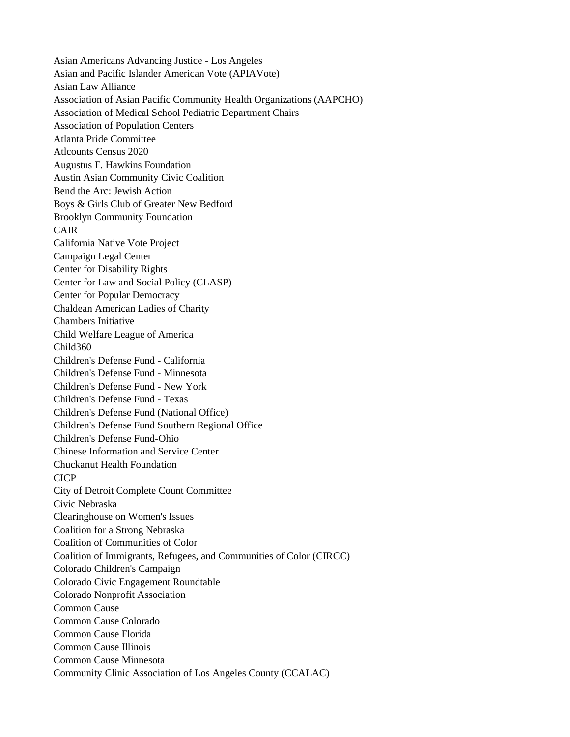Asian Americans Advancing Justice - Los Angeles
Asian and Pacific Islander American Vote (APIAVote)
Asian Law Alliance
Association of Asian Pacific Community Health Organizations (AAPCHO)
Association of Medical School Pediatric Department Chairs
Association of Population Centers
Atlanta Pride Committee
Atlcounts Census 2020
Augustus F. Hawkins Foundation
Austin Asian Community Civic Coalition
Bend the Arc: Jewish Action
Boys & Girls Club of Greater New Bedford
Brooklyn Community Foundation
CAIR
California Native Vote Project
Campaign Legal Center
Center for Disability Rights
Center for Law and Social Policy (CLASP)
Center for Popular Democracy
Chaldean American Ladies of Charity
Chambers Initiative
Child Welfare League of America
Child360
Children's Defense Fund - California
Children's Defense Fund - Minnesota
Children's Defense Fund - New York
Children's Defense Fund - Texas
Children's Defense Fund (National Office)
Children's Defense Fund Southern Regional Office
Children's Defense Fund-Ohio
Chinese Information and Service Center
Chuckanut Health Foundation
CICP
City of Detroit Complete Count Committee
Civic Nebraska
Clearinghouse on Women's Issues
Coalition for a Strong Nebraska
Coalition of Communities of Color
Coalition of Immigrants, Refugees, and Communities of Color (CIRCC)
Colorado Children's Campaign
Colorado Civic Engagement Roundtable
Colorado Nonprofit Association
Common Cause
Common Cause Colorado
Common Cause Florida
Common Cause Illinois
Common Cause Minnesota
Community Clinic Association of Los Angeles County (CCALAC)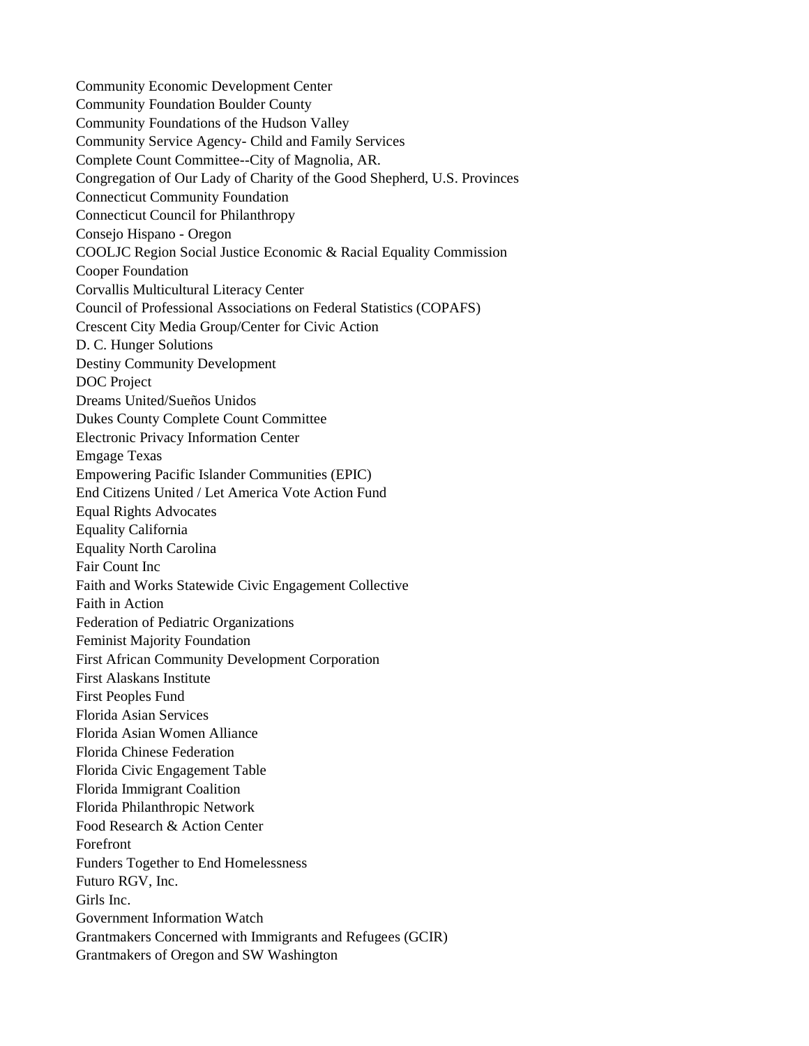Community Economic Development Center
Community Foundation Boulder County
Community Foundations of the Hudson Valley
Community Service Agency- Child and Family Services
Complete Count Committee--City of Magnolia, AR.
Congregation of Our Lady of Charity of the Good Shepherd, U.S. Provinces
Connecticut Community Foundation
Connecticut Council for Philanthropy
Consejo Hispano - Oregon
COOLJC Region Social Justice Economic & Racial Equality Commission
Cooper Foundation
Corvallis Multicultural Literacy Center
Council of Professional Associations on Federal Statistics (COPAFS)
Crescent City Media Group/Center for Civic Action
D. C. Hunger Solutions
Destiny Community Development
DOC Project
Dreams United/Sueños Unidos
Dukes County Complete Count Committee
Electronic Privacy Information Center
Emgage Texas
Empowering Pacific Islander Communities (EPIC)
End Citizens United / Let America Vote Action Fund
Equal Rights Advocates
Equality California
Equality North Carolina
Fair Count Inc
Faith and Works Statewide Civic Engagement Collective
Faith in Action
Federation of Pediatric Organizations
Feminist Majority Foundation
First African Community Development Corporation
First Alaskans Institute
First Peoples Fund
Florida Asian Services
Florida Asian Women Alliance
Florida Chinese Federation
Florida Civic Engagement Table
Florida Immigrant Coalition
Florida Philanthropic Network
Food Research & Action Center
Forefront
Funders Together to End Homelessness
Futuro RGV, Inc.
Girls Inc.
Government Information Watch
Grantmakers Concerned with Immigrants and Refugees (GCIR)
Grantmakers of Oregon and SW Washington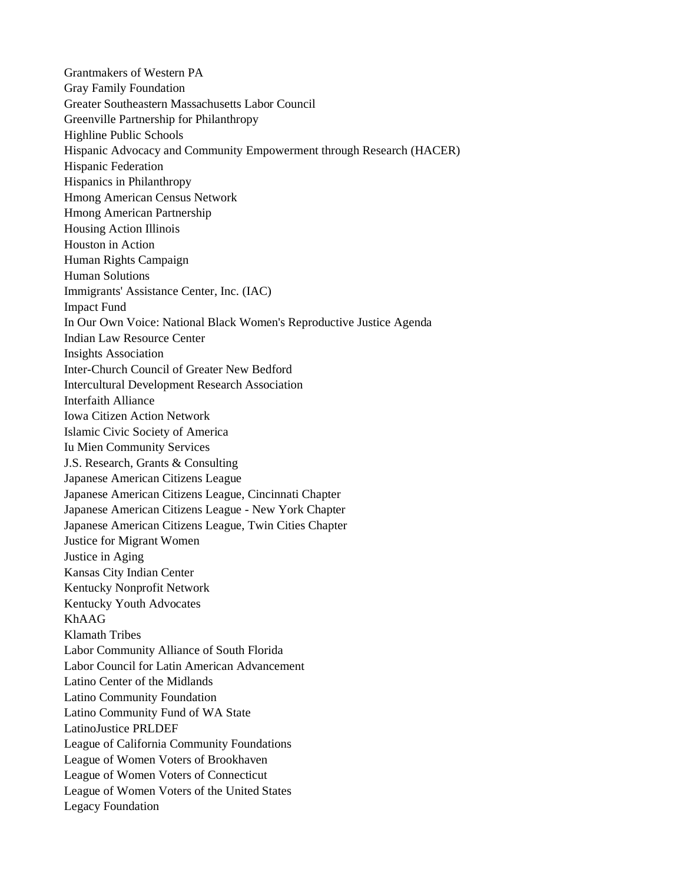Grantmakers of Western PA
Gray Family Foundation
Greater Southeastern Massachusetts Labor Council
Greenville Partnership for Philanthropy
Highline Public Schools
Hispanic Advocacy and Community Empowerment through Research (HACER)
Hispanic Federation
Hispanics in Philanthropy
Hmong American Census Network
Hmong American Partnership
Housing Action Illinois
Houston in Action
Human Rights Campaign
Human Solutions
Immigrants' Assistance Center, Inc. (IAC)
Impact Fund
In Our Own Voice: National Black Women's Reproductive Justice Agenda
Indian Law Resource Center
Insights Association
Inter-Church Council of Greater New Bedford
Intercultural Development Research Association
Interfaith Alliance
Iowa Citizen Action Network
Islamic Civic Society of America
Iu Mien Community Services
J.S. Research, Grants & Consulting
Japanese American Citizens League
Japanese American Citizens League, Cincinnati Chapter
Japanese American Citizens League - New York Chapter
Japanese American Citizens League, Twin Cities Chapter
Justice for Migrant Women
Justice in Aging
Kansas City Indian Center
Kentucky Nonprofit Network
Kentucky Youth Advocates
KhAAG
Klamath Tribes
Labor Community Alliance of South Florida
Labor Council for Latin American Advancement
Latino Center of the Midlands
Latino Community Foundation
Latino Community Fund of WA State
LatinoJustice PRLDEF
League of California Community Foundations
League of Women Voters of Brookhaven
League of Women Voters of Connecticut
League of Women Voters of the United States
Legacy Foundation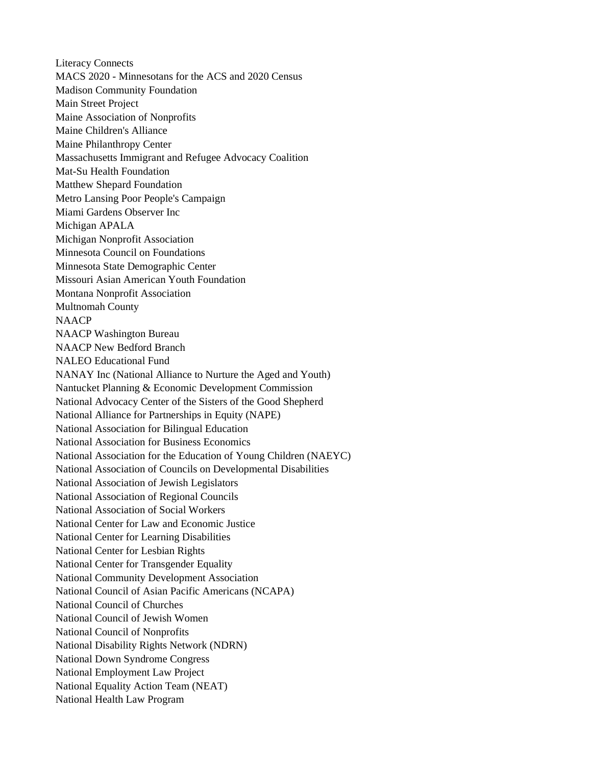Literacy Connects
MACS 2020 - Minnesotans for the ACS and 2020 Census
Madison Community Foundation
Main Street Project
Maine Association of Nonprofits
Maine Children's Alliance
Maine Philanthropy Center
Massachusetts Immigrant and Refugee Advocacy Coalition
Mat-Su Health Foundation
Matthew Shepard Foundation
Metro Lansing Poor People's Campaign
Miami Gardens Observer Inc
Michigan APALA
Michigan Nonprofit Association
Minnesota Council on Foundations
Minnesota State Demographic Center
Missouri Asian American Youth Foundation
Montana Nonprofit Association
Multnomah County
NAACP
NAACP Washington Bureau
NAACP New Bedford Branch
NALEO Educational Fund
NANAY Inc (National Alliance to Nurture the Aged and Youth)
Nantucket Planning & Economic Development Commission
National Advocacy Center of the Sisters of the Good Shepherd
National Alliance for Partnerships in Equity (NAPE)
National Association for Bilingual Education
National Association for Business Economics
National Association for the Education of Young Children (NAEYC)
National Association of Councils on Developmental Disabilities
National Association of Jewish Legislators
National Association of Regional Councils
National Association of Social Workers
National Center for Law and Economic Justice
National Center for Learning Disabilities
National Center for Lesbian Rights
National Center for Transgender Equality
National Community Development Association
National Council of Asian Pacific Americans (NCAPA)
National Council of Churches
National Council of Jewish Women
National Council of Nonprofits
National Disability Rights Network (NDRN)
National Down Syndrome Congress
National Employment Law Project
National Equality Action Team (NEAT)
National Health Law Program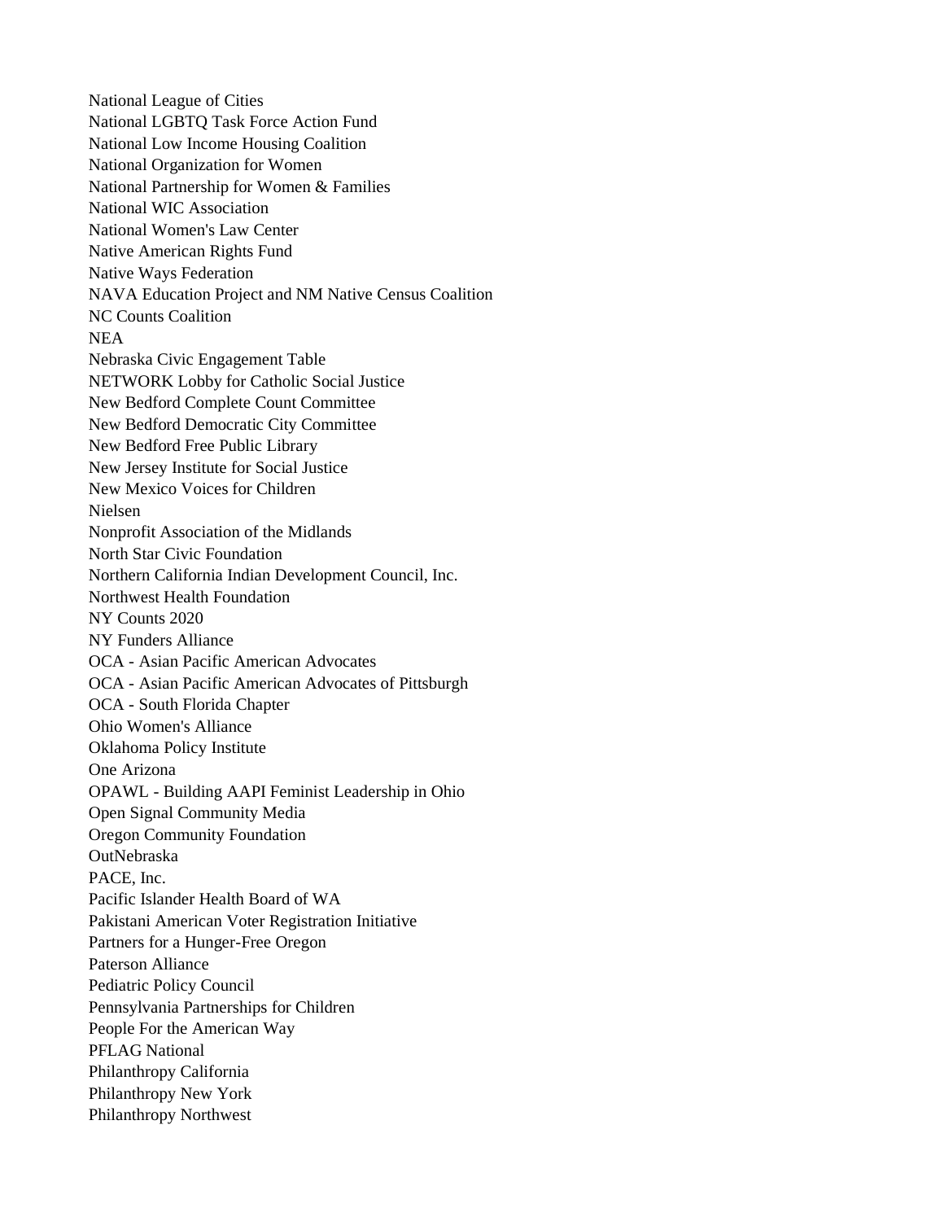National League of Cities
National LGBTQ Task Force Action Fund
National Low Income Housing Coalition
National Organization for Women
National Partnership for Women & Families
National WIC Association
National Women's Law Center
Native American Rights Fund
Native Ways Federation
NAVA Education Project and NM Native Census Coalition
NC Counts Coalition
NEA
Nebraska Civic Engagement Table
NETWORK Lobby for Catholic Social Justice
New Bedford Complete Count Committee
New Bedford Democratic City Committee
New Bedford Free Public Library
New Jersey Institute for Social Justice
New Mexico Voices for Children
Nielsen
Nonprofit Association of the Midlands
North Star Civic Foundation
Northern California Indian Development Council, Inc.
Northwest Health Foundation
NY Counts 2020
NY Funders Alliance
OCA - Asian Pacific American Advocates
OCA - Asian Pacific American Advocates of Pittsburgh
OCA - South Florida Chapter
Ohio Women's Alliance
Oklahoma Policy Institute
One Arizona
OPAWL - Building AAPI Feminist Leadership in Ohio
Open Signal Community Media
Oregon Community Foundation
OutNebraska
PACE, Inc.
Pacific Islander Health Board of WA
Pakistani American Voter Registration Initiative
Partners for a Hunger-Free Oregon
Paterson Alliance
Pediatric Policy Council
Pennsylvania Partnerships for Children
People For the American Way
PFLAG National
Philanthropy California
Philanthropy New York
Philanthropy Northwest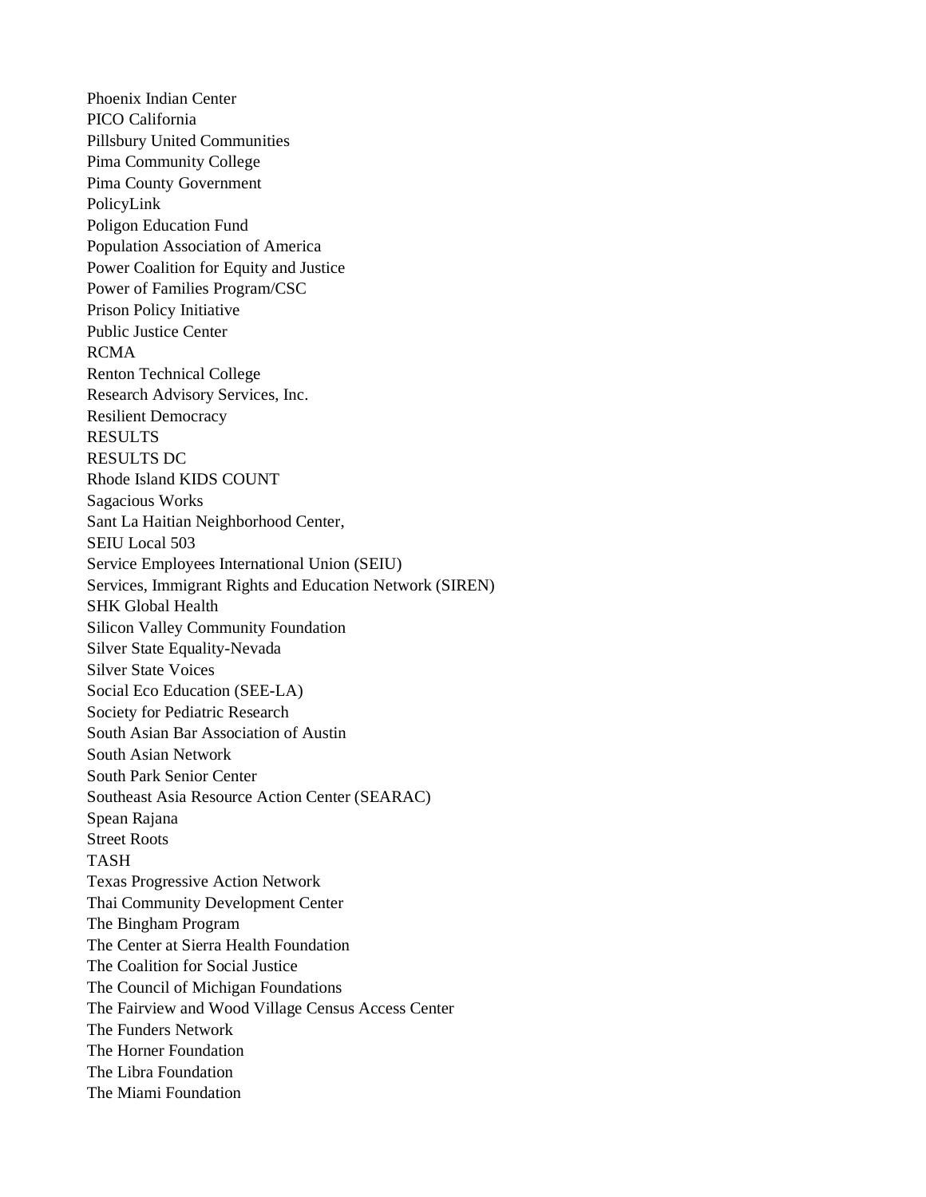Phoenix Indian Center
PICO California
Pillsbury United Communities
Pima Community College
Pima County Government
PolicyLink
Poligon Education Fund
Population Association of America
Power Coalition for Equity and Justice
Power of Families Program/CSC
Prison Policy Initiative
Public Justice Center
RCMA
Renton Technical College
Research Advisory Services, Inc.
Resilient Democracy
RESULTS
RESULTS DC
Rhode Island KIDS COUNT
Sagacious Works
Sant La Haitian Neighborhood Center,
SEIU Local 503
Service Employees International Union (SEIU)
Services, Immigrant Rights and Education Network (SIREN)
SHK Global Health
Silicon Valley Community Foundation
Silver State Equality-Nevada
Silver State Voices
Social Eco Education (SEE-LA)
Society for Pediatric Research
South Asian Bar Association of Austin
South Asian Network
South Park Senior Center
Southeast Asia Resource Action Center (SEARAC)
Spean Rajana
Street Roots
TASH
Texas Progressive Action Network
Thai Community Development Center
The Bingham Program
The Center at Sierra Health Foundation
The Coalition for Social Justice
The Council of Michigan Foundations
The Fairview and Wood Village Census Access Center
The Funders Network
The Horner Foundation
The Libra Foundation
The Miami Foundation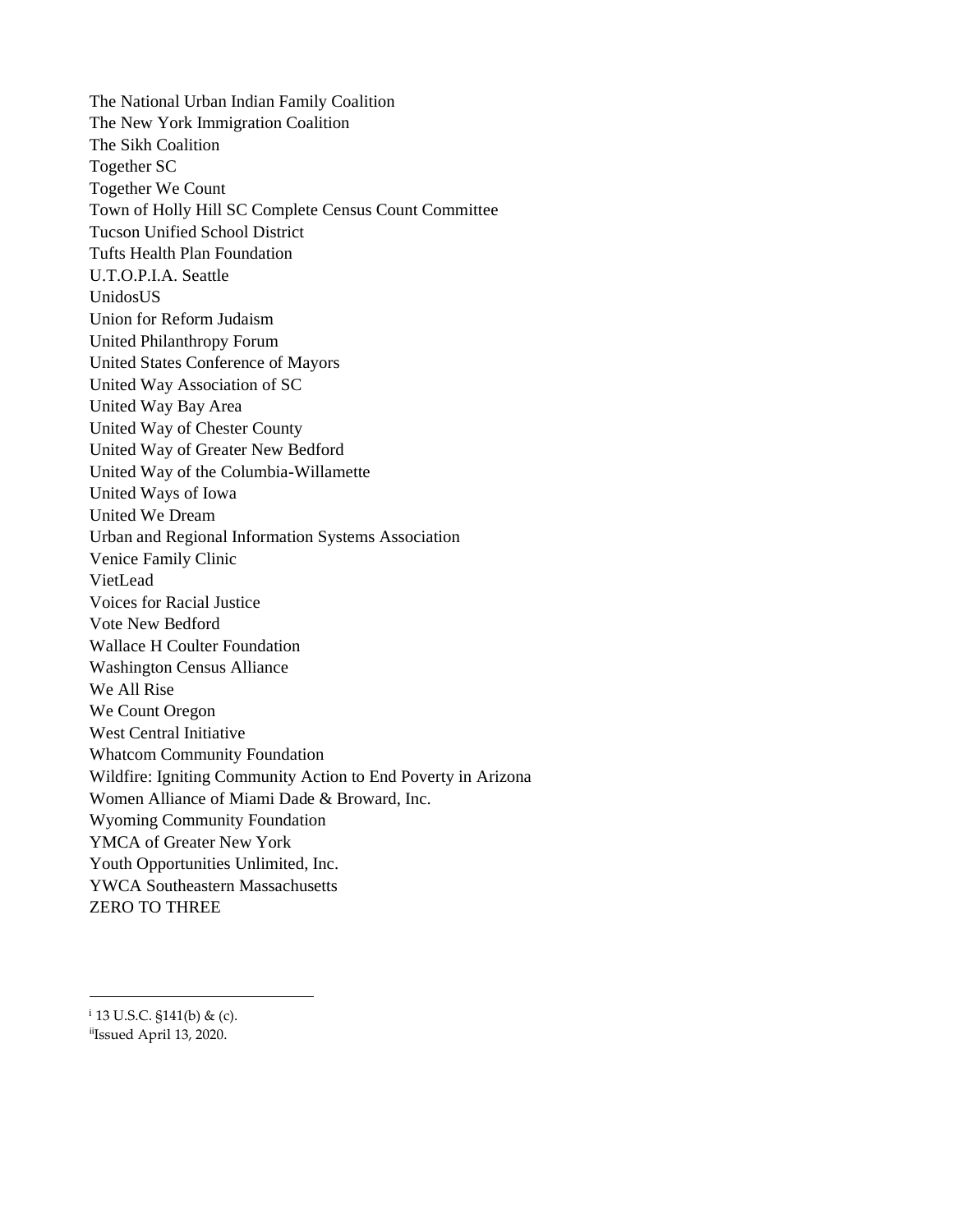The National Urban Indian Family Coalition
The New York Immigration Coalition
The Sikh Coalition
Together SC
Together We Count
Town of Holly Hill SC Complete Census Count Committee
Tucson Unified School District
Tufts Health Plan Foundation
U.T.O.P.I.A. Seattle
UnidosUS
Union for Reform Judaism
United Philanthropy Forum
United States Conference of Mayors
United Way Association of SC
United Way Bay Area
United Way of Chester County
United Way of Greater New Bedford
United Way of the Columbia-Willamette
United Ways of Iowa
United We Dream
Urban and Regional Information Systems Association
Venice Family Clinic
VietLead
Voices for Racial Justice
Vote New Bedford
Wallace H Coulter Foundation
Washington Census Alliance
We All Rise
We Count Oregon
West Central Initiative
Whatcom Community Foundation
Wildfire: Igniting Community Action to End Poverty in Arizona
Women Alliance of Miami Dade & Broward, Inc.
Wyoming Community Foundation
YMCA of Greater New York
Youth Opportunities Unlimited, Inc.
YWCA Southeastern Massachusetts
ZERO TO THREE

---

[i] 13 U.S.C. §141(b) & (c).
[ii] Issued April 13, 2020.